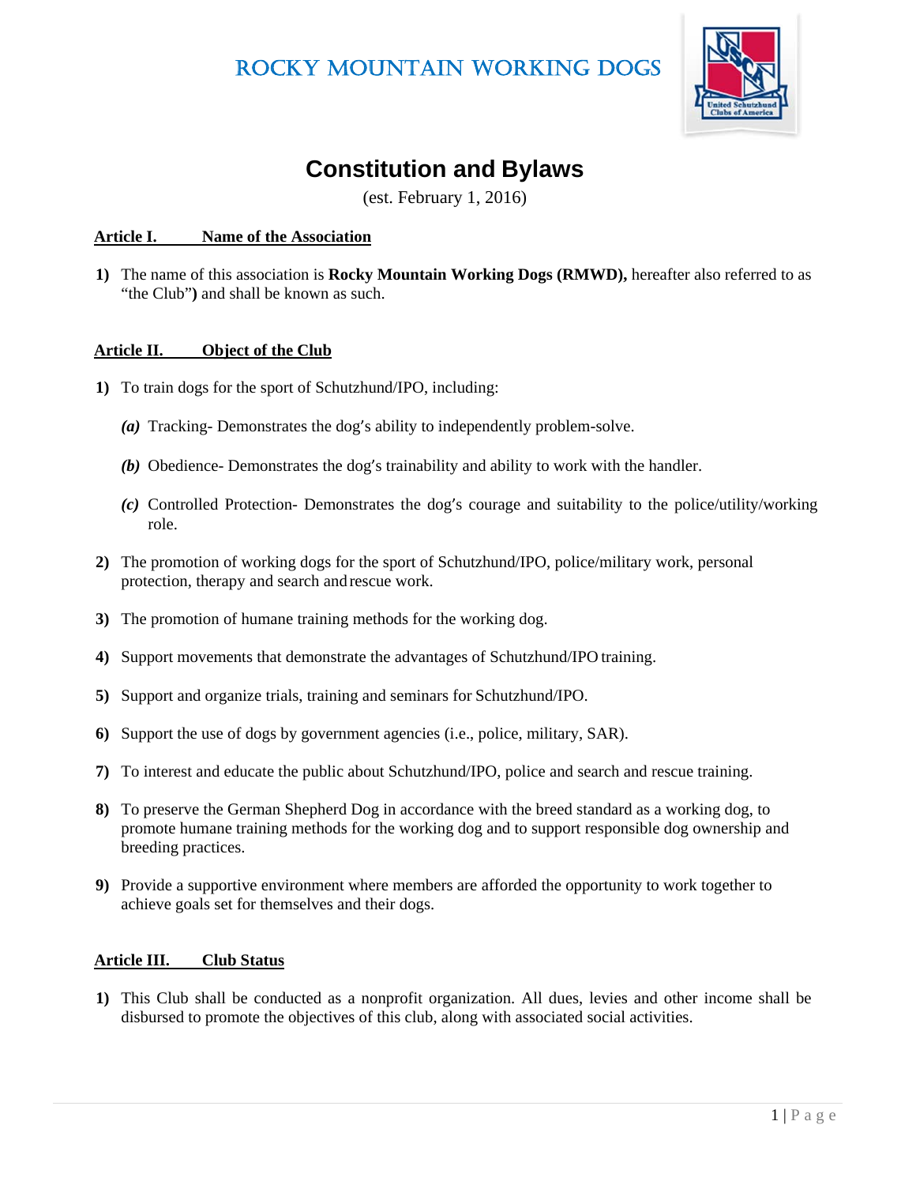# ROCKY MOUNTAIN WORKING DOGS

## Constitution and Bylaws

(est. February 1, 2016)

### Article I. Name of the Association

**1)** The name of this association is **Rocky Mountain Working Dogs (RMWD),** hereafter also referred to as "the Club"**)** and shall be known as such.

### Article II. Object of the Club

**1)** To train dogs for the sport of Schutzhund/IPO, including:

*(a)* Tracking- Demonstrates the dog's ability to independently problem-solve.

*(b)* Obedience- Demonstrates the dog's trainability and ability to work with the handler.

*(c)* Controlled Protection- Demonstrates the dog's courage and suitability to the police/utility/working role.

**2)** The promotion of working dogs for the sport of Schutzhund/IPO, police/military work, personal protection, therapy and search and rescue work.

**3)** The promotion of humane training methods for the working dog.

**4)** Support movements that demonstrate the advantages of Schutzhund/IPO training.

**5)** Support and organize trials, training and seminars for Schutzhund/IPO.

**6)** Support the use of dogs by government agencies (i.e., police, military, SAR).

**7)** To interest and educate the public about Schutzhund/IPO, police and search and rescue training.

**8)** To preserve the German Shepherd Dog in accordance with the breed standard as a working dog, to promote humane training methods for the working dog and to support responsible dog ownership and breeding practices.

**9)** Provide a supportive environment where members are afforded the opportunity to work together to achieve goals set for themselves and their dogs.

### Article III. Club Status

**1)** This Club shall be conducted as a nonprofit organization. All dues, levies and other income shall be disbursed to promote the objectives of this club, along with associated social activities.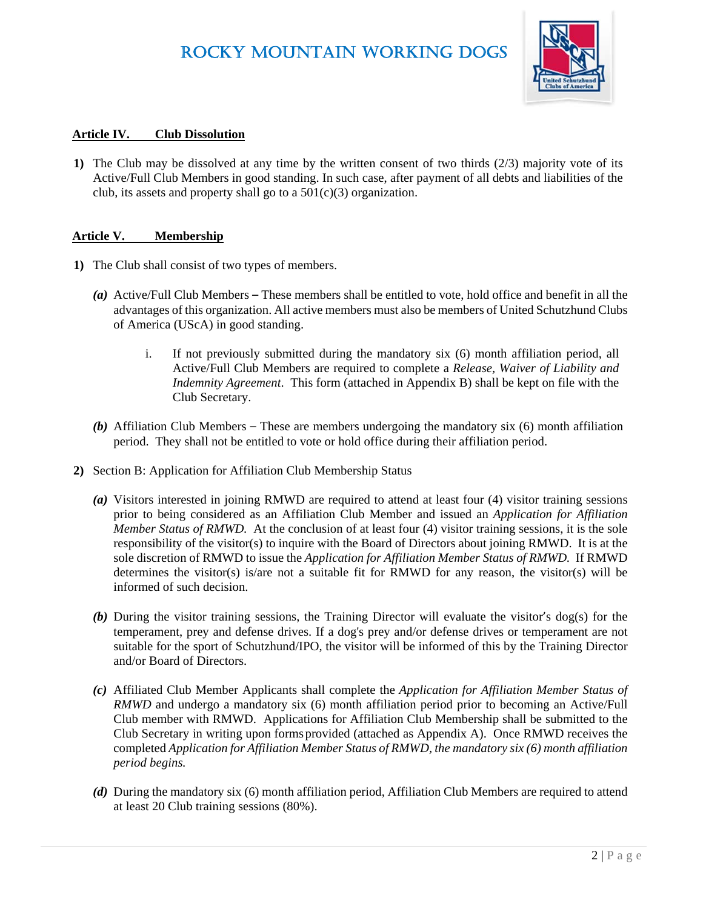## Article IV. Club Dissolution

**1)** The Club may be dissolved at any time by the written consent of two thirds (2/3) majority vote of its Active/Full Club Members in good standing. In such case, after payment of all debts and liabilities of the club, its assets and property shall go to a 501(c)(3) organization.

## Article V. Membership

**1)** The Club shall consist of two types of members.

***(a)*** Active/Full Club Members – These members shall be entitled to vote, hold office and benefit in all the advantages of this organization. All active members must also be members of United Schutzhund Clubs of America (UScA) in good standing.

i. If not previously submitted during the mandatory six (6) month affiliation period, all Active/Full Club Members are required to complete a *Release, Waiver of Liability and Indemnity Agreement*. This form (attached in Appendix B) shall be kept on file with the Club Secretary.

***(b)*** Affiliation Club Members – These are members undergoing the mandatory six (6) month affiliation period. They shall not be entitled to vote or hold office during their affiliation period.

**2)** Section B: Application for Affiliation Club Membership Status

***(a)*** Visitors interested in joining RMWD are required to attend at least four (4) visitor training sessions prior to being considered as an Affiliation Club Member and issued an *Application for Affiliation Member Status of RMWD.* At the conclusion of at least four (4) visitor training sessions, it is the sole responsibility of the visitor(s) to inquire with the Board of Directors about joining RMWD. It is at the sole discretion of RMWD to issue the *Application for Affiliation Member Status of RMWD.* If RMWD determines the visitor(s) is/are not a suitable fit for RMWD for any reason, the visitor(s) will be informed of such decision.

***(b)*** During the visitor training sessions, the Training Director will evaluate the visitor's dog(s) for the temperament, prey and defense drives. If a dog's prey and/or defense drives or temperament are not suitable for the sport of Schutzhund/IPO, the visitor will be informed of this by the Training Director and/or Board of Directors.

***(c)*** Affiliated Club Member Applicants shall complete the *Application for Affiliation Member Status of RMWD* and undergo a mandatory six (6) month affiliation period prior to becoming an Active/Full Club member with RMWD. Applications for Affiliation Club Membership shall be submitted to the Club Secretary in writing upon forms provided (attached as Appendix A). Once RMWD receives the completed *Application for Affiliation Member Status of RMWD, the mandatory six (6) month affiliation period begins.*

***(d)*** During the mandatory six (6) month affiliation period, Affiliation Club Members are required to attend at least 20 Club training sessions (80%).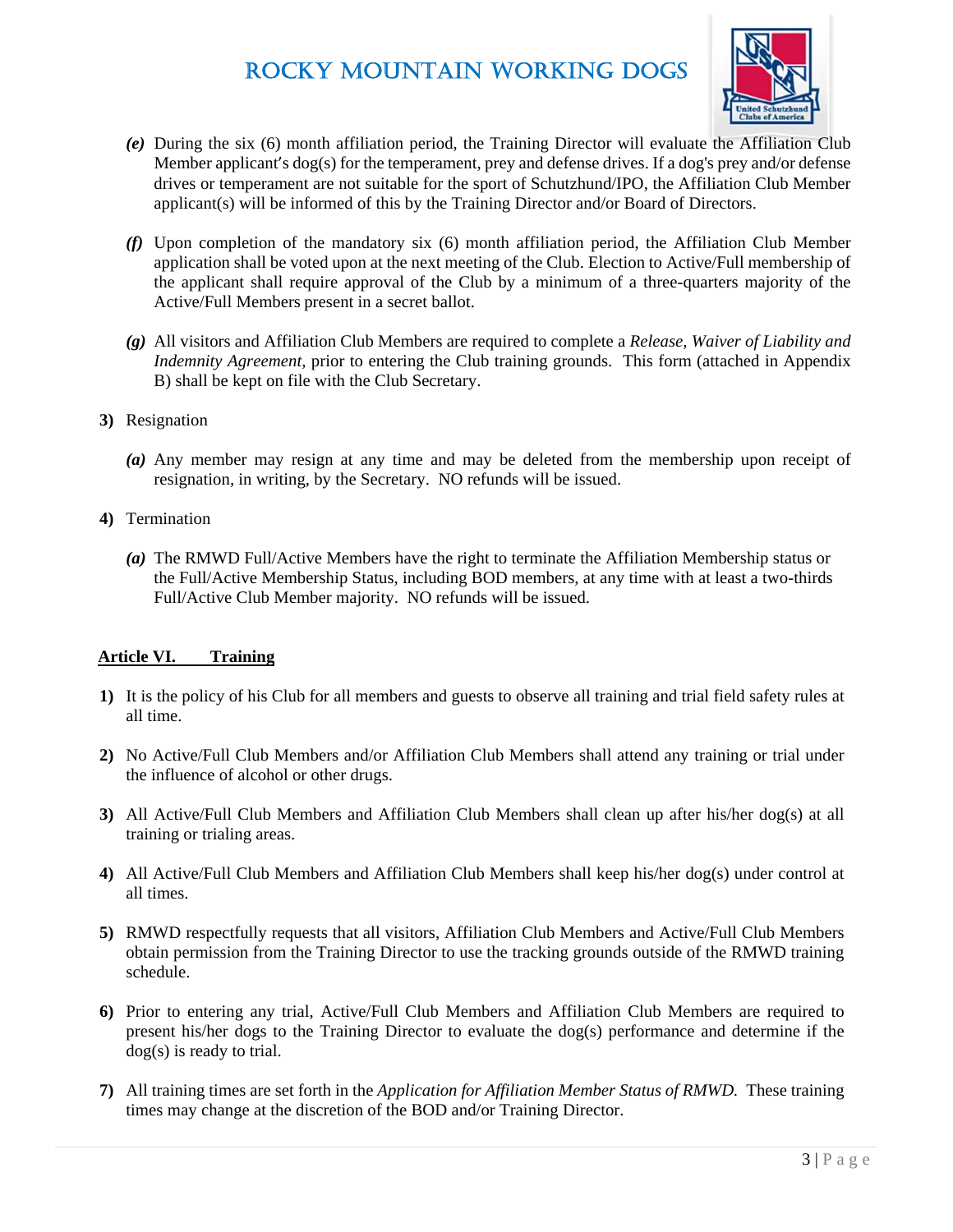*(e)* During the six (6) month affiliation period, the Training Director will evaluate the Affiliation Club Member applicant's dog(s) for the temperament, prey and defense drives. If a dog's prey and/or defense drives or temperament are not suitable for the sport of Schutzhund/IPO, the Affiliation Club Member applicant(s) will be informed of this by the Training Director and/or Board of Directors.

*(f)* Upon completion of the mandatory six (6) month affiliation period, the Affiliation Club Member application shall be voted upon at the next meeting of the Club. Election to Active/Full membership of the applicant shall require approval of the Club by a minimum of a three-quarters majority of the Active/Full Members present in a secret ballot.

*(g)* All visitors and Affiliation Club Members are required to complete a *Release, Waiver of Liability and Indemnity Agreement,* prior to entering the Club training grounds. This form (attached in Appendix B) shall be kept on file with the Club Secretary.

**3)** Resignation

*(a)* Any member may resign at any time and may be deleted from the membership upon receipt of resignation, in writing, by the Secretary. NO refunds will be issued.

**4)** Termination

*(a)* The RMWD Full/Active Members have the right to terminate the Affiliation Membership status or the Full/Active Membership Status, including BOD members, at any time with at least a two-thirds Full/Active Club Member majority. NO refunds will be issued.

## Article VI. Training

**1)** It is the policy of his Club for all members and guests to observe all training and trial field safety rules at all time.

**2)** No Active/Full Club Members and/or Affiliation Club Members shall attend any training or trial under the influence of alcohol or other drugs.

**3)** All Active/Full Club Members and Affiliation Club Members shall clean up after his/her dog(s) at all training or trialing areas.

**4)** All Active/Full Club Members and Affiliation Club Members shall keep his/her dog(s) under control at all times.

**5)** RMWD respectfully requests that all visitors, Affiliation Club Members and Active/Full Club Members obtain permission from the Training Director to use the tracking grounds outside of the RMWD training schedule.

**6)** Prior to entering any trial, Active/Full Club Members and Affiliation Club Members are required to present his/her dogs to the Training Director to evaluate the dog(s) performance and determine if the dog(s) is ready to trial.

**7)** All training times are set forth in the *Application for Affiliation Member Status of RMWD.* These training times may change at the discretion of the BOD and/or Training Director.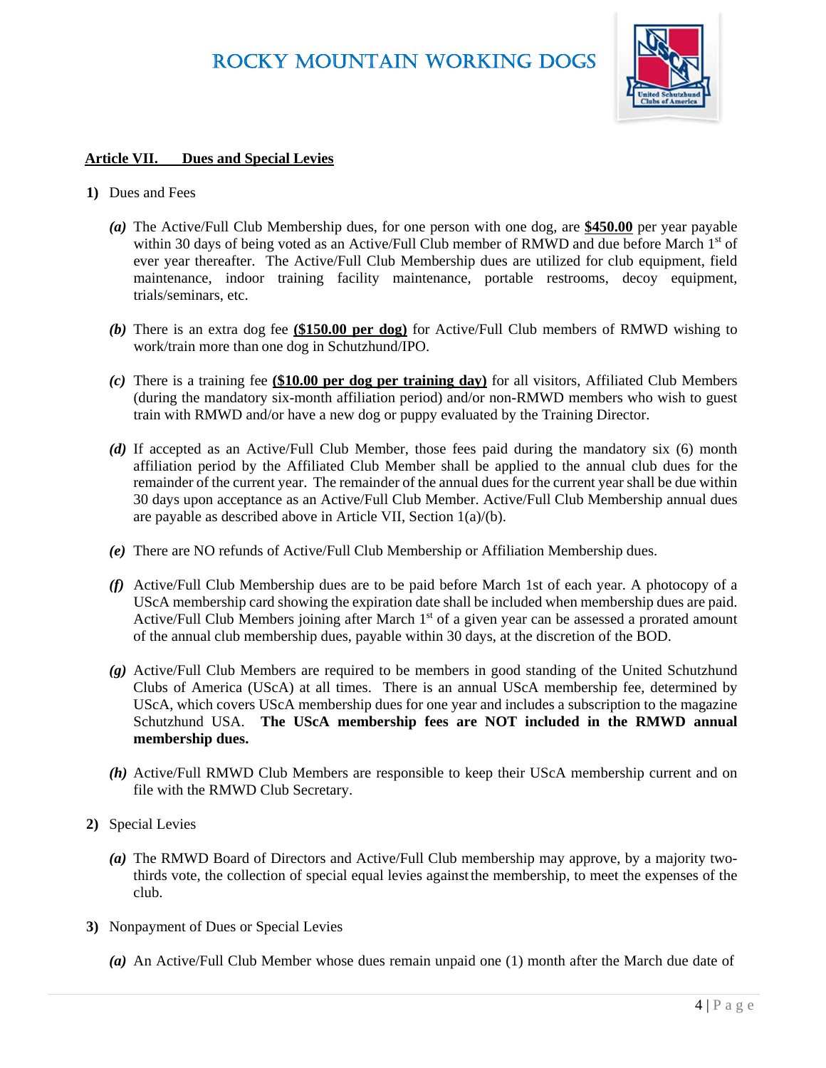**Article VII. Dues and Special Levies**

1) Dues and Fees

*(a)* The Active/Full Club Membership dues, for one person with one dog, are **$450.00** per year payable within 30 days of being voted as an Active/Full Club member of RMWD and due before March 1st of ever year thereafter. The Active/Full Club Membership dues are utilized for club equipment, field maintenance, indoor training facility maintenance, portable restrooms, decoy equipment, trials/seminars, etc.

*(b)* There is an extra dog fee **($150.00 per dog)** for Active/Full Club members of RMWD wishing to work/train more than one dog in Schutzhund/IPO.

*(c)* There is a training fee **($10.00 per dog per training day)** for all visitors, Affiliated Club Members (during the mandatory six-month affiliation period) and/or non-RMWD members who wish to guest train with RMWD and/or have a new dog or puppy evaluated by the Training Director.

*(d)* If accepted as an Active/Full Club Member, those fees paid during the mandatory six (6) month affiliation period by the Affiliated Club Member shall be applied to the annual club dues for the remainder of the current year. The remainder of the annual dues for the current year shall be due within 30 days upon acceptance as an Active/Full Club Member. Active/Full Club Membership annual dues are payable as described above in Article VII, Section 1(a)/(b).

*(e)* There are NO refunds of Active/Full Club Membership or Affiliation Membership dues.

*(f)* Active/Full Club Membership dues are to be paid before March 1st of each year. A photocopy of a UScA membership card showing the expiration date shall be included when membership dues are paid. Active/Full Club Members joining after March 1st of a given year can be assessed a prorated amount of the annual club membership dues, payable within 30 days, at the discretion of the BOD.

*(g)* Active/Full Club Members are required to be members in good standing of the United Schutzhund Clubs of America (UScA) at all times. There is an annual UScA membership fee, determined by UScA, which covers UScA membership dues for one year and includes a subscription to the magazine Schutzhund USA. **The UScA membership fees are NOT included in the RMWD annual membership dues.**

*(h)* Active/Full RMWD Club Members are responsible to keep their UScA membership current and on file with the RMWD Club Secretary.

2) Special Levies

*(a)* The RMWD Board of Directors and Active/Full Club membership may approve, by a majority two-thirds vote, the collection of special equal levies against the membership, to meet the expenses of the club.

3) Nonpayment of Dues or Special Levies

*(a)* An Active/Full Club Member whose dues remain unpaid one (1) month after the March due date of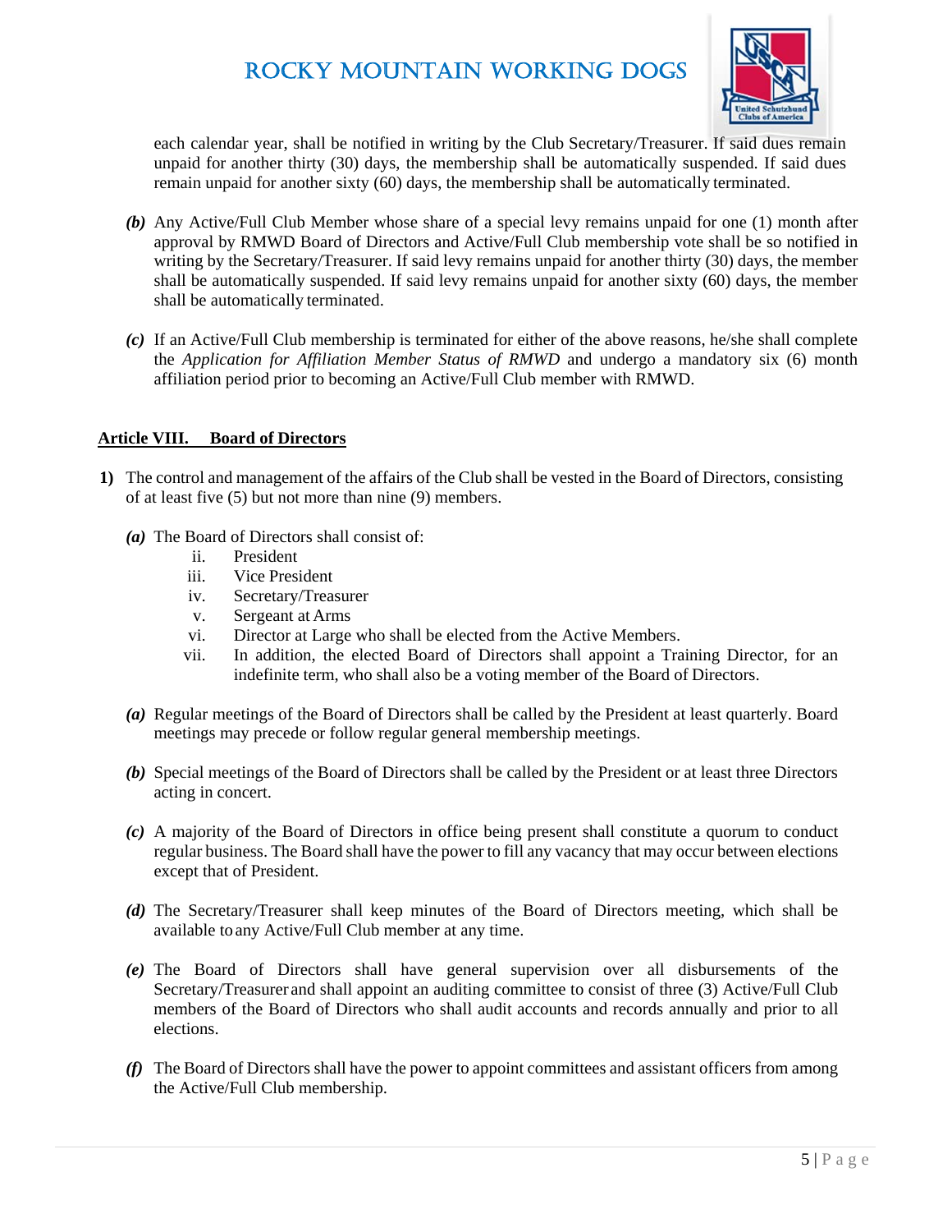each calendar year, shall be notified in writing by the Club Secretary/Treasurer. If said dues remain unpaid for another thirty (30) days, the membership shall be automatically suspended. If said dues remain unpaid for another sixty (60) days, the membership shall be automatically terminated.

***(b)*** Any Active/Full Club Member whose share of a special levy remains unpaid for one (1) month after approval by RMWD Board of Directors and Active/Full Club membership vote shall be so notified in writing by the Secretary/Treasurer. If said levy remains unpaid for another thirty (30) days, the member shall be automatically suspended. If said levy remains unpaid for another sixty (60) days, the member shall be automatically terminated.

***(c)*** If an Active/Full Club membership is terminated for either of the above reasons, he/she shall complete the *Application for Affiliation Member Status of RMWD* and undergo a mandatory six (6) month affiliation period prior to becoming an Active/Full Club member with RMWD.

## Article VIII. Board of Directors

**1)** The control and management of the affairs of the Club shall be vested in the Board of Directors, consisting of at least five (5) but not more than nine (9) members.

***(a)*** The Board of Directors shall consist of:

ii. President
iii. Vice President
iv. Secretary/Treasurer
v. Sergeant at Arms
vi. Director at Large who shall be elected from the Active Members.
vii. In addition, the elected Board of Directors shall appoint a Training Director, for an indefinite term, who shall also be a voting member of the Board of Directors.

***(a)*** Regular meetings of the Board of Directors shall be called by the President at least quarterly. Board meetings may precede or follow regular general membership meetings.

***(b)*** Special meetings of the Board of Directors shall be called by the President or at least three Directors acting in concert.

***(c)*** A majority of the Board of Directors in office being present shall constitute a quorum to conduct regular business. The Board shall have the power to fill any vacancy that may occur between elections except that of President.

***(d)*** The Secretary/Treasurer shall keep minutes of the Board of Directors meeting, which shall be available to any Active/Full Club member at any time.

***(e)*** The Board of Directors shall have general supervision over all disbursements of the Secretary/Treasurer and shall appoint an auditing committee to consist of three (3) Active/Full Club members of the Board of Directors who shall audit accounts and records annually and prior to all elections.

***(f)*** The Board of Directors shall have the power to appoint committees and assistant officers from among the Active/Full Club membership.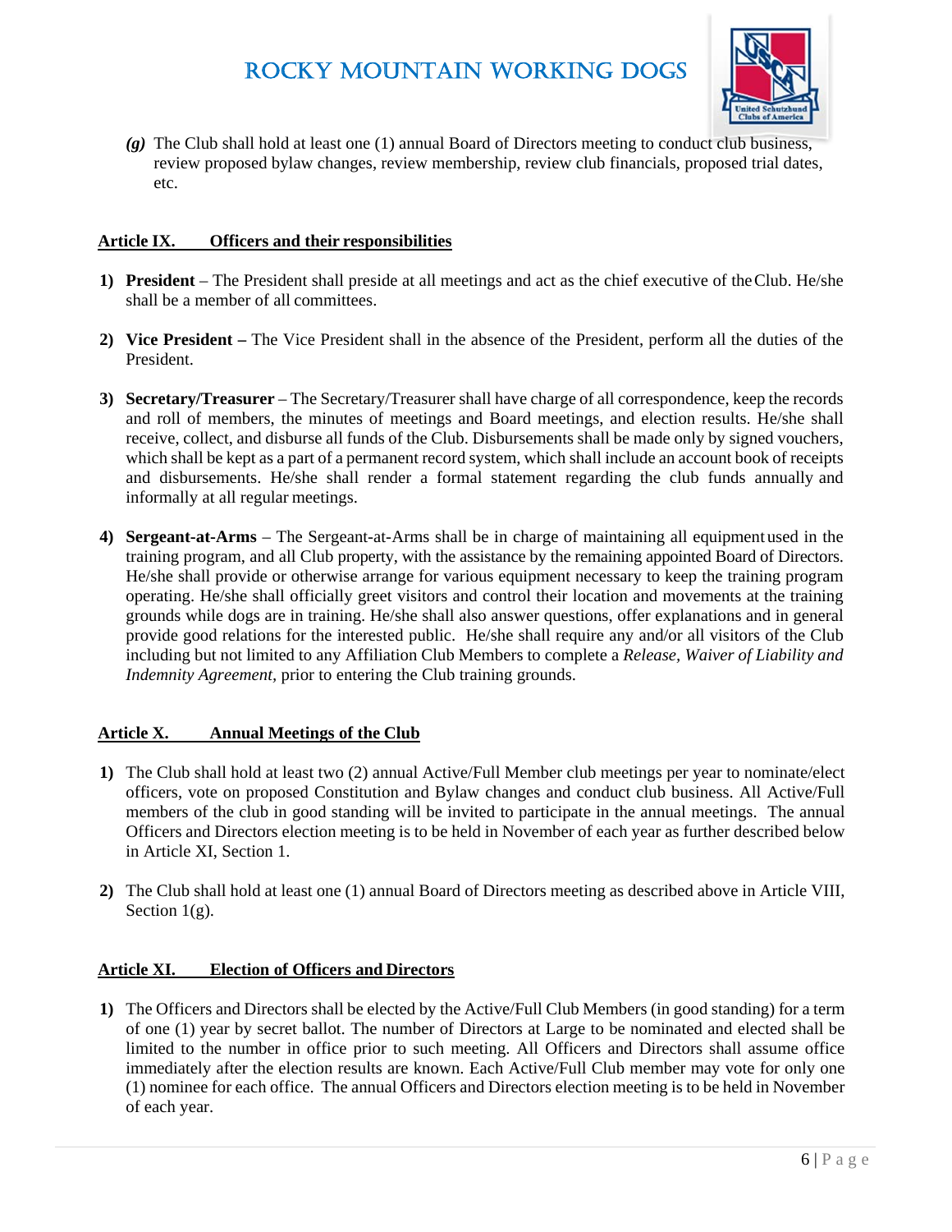*(g)* The Club shall hold at least one (1) annual Board of Directors meeting to conduct club business, review proposed bylaw changes, review membership, review club financials, proposed trial dates, etc.

## Article IX. Officers and their responsibilities

1) **President** – The President shall preside at all meetings and act as the chief executive of the Club. He/she shall be a member of all committees.

2) **Vice President –** The Vice President shall in the absence of the President, perform all the duties of the President.

3) **Secretary/Treasurer** – The Secretary/Treasurer shall have charge of all correspondence, keep the records and roll of members, the minutes of meetings and Board meetings, and election results. He/she shall receive, collect, and disburse all funds of the Club. Disbursements shall be made only by signed vouchers, which shall be kept as a part of a permanent record system, which shall include an account book of receipts and disbursements. He/she shall render a formal statement regarding the club funds annually and informally at all regular meetings.

4) **Sergeant-at-Arms** – The Sergeant-at-Arms shall be in charge of maintaining all equipment used in the training program, and all Club property, with the assistance by the remaining appointed Board of Directors. He/she shall provide or otherwise arrange for various equipment necessary to keep the training program operating. He/she shall officially greet visitors and control their location and movements at the training grounds while dogs are in training. He/she shall also answer questions, offer explanations and in general provide good relations for the interested public. He/she shall require any and/or all visitors of the Club including but not limited to any Affiliation Club Members to complete a *Release, Waiver of Liability and Indemnity Agreement*, prior to entering the Club training grounds.

## Article X. Annual Meetings of the Club

1) The Club shall hold at least two (2) annual Active/Full Member club meetings per year to nominate/elect officers, vote on proposed Constitution and Bylaw changes and conduct club business. All Active/Full members of the club in good standing will be invited to participate in the annual meetings. The annual Officers and Directors election meeting is to be held in November of each year as further described below in Article XI, Section 1.

2) The Club shall hold at least one (1) annual Board of Directors meeting as described above in Article VIII, Section 1(g).

## Article XI. Election of Officers and Directors

1) The Officers and Directors shall be elected by the Active/Full Club Members (in good standing) for a term of one (1) year by secret ballot. The number of Directors at Large to be nominated and elected shall be limited to the number in office prior to such meeting. All Officers and Directors shall assume office immediately after the election results are known. Each Active/Full Club member may vote for only one (1) nominee for each office. The annual Officers and Directors election meeting is to be held in November of each year.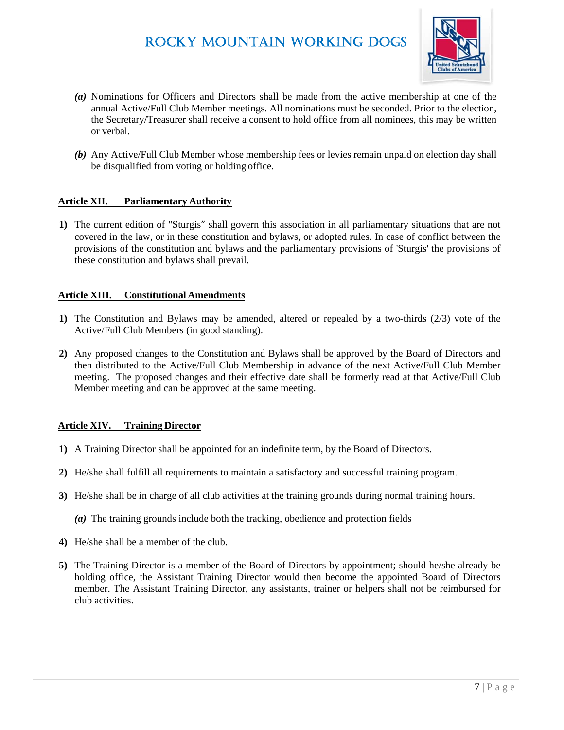*(a)* Nominations for Officers and Directors shall be made from the active membership at one of the annual Active/Full Club Member meetings. All nominations must be seconded. Prior to the election, the Secretary/Treasurer shall receive a consent to hold office from all nominees, this may be written or verbal.

*(b)* Any Active/Full Club Member whose membership fees or levies remain unpaid on election day shall be disqualified from voting or holding office.

## Article XII. Parliamentary Authority

**1)** The current edition of "Sturgis" shall govern this association in all parliamentary situations that are not covered in the law, or in these constitution and bylaws, or adopted rules. In case of conflict between the provisions of the constitution and bylaws and the parliamentary provisions of 'Sturgis' the provisions of these constitution and bylaws shall prevail.

## Article XIII. Constitutional Amendments

**1)** The Constitution and Bylaws may be amended, altered or repealed by a two-thirds (2/3) vote of the Active/Full Club Members (in good standing).

**2)** Any proposed changes to the Constitution and Bylaws shall be approved by the Board of Directors and then distributed to the Active/Full Club Membership in advance of the next Active/Full Club Member meeting. The proposed changes and their effective date shall be formerly read at that Active/Full Club Member meeting and can be approved at the same meeting.

## Article XIV. Training Director

**1)** A Training Director shall be appointed for an indefinite term, by the Board of Directors.

**2)** He/she shall fulfill all requirements to maintain a satisfactory and successful training program.

**3)** He/she shall be in charge of all club activities at the training grounds during normal training hours.

*(a)* The training grounds include both the tracking, obedience and protection fields

**4)** He/she shall be a member of the club.

**5)** The Training Director is a member of the Board of Directors by appointment; should he/she already be holding office, the Assistant Training Director would then become the appointed Board of Directors member. The Assistant Training Director, any assistants, trainer or helpers shall not be reimbursed for club activities.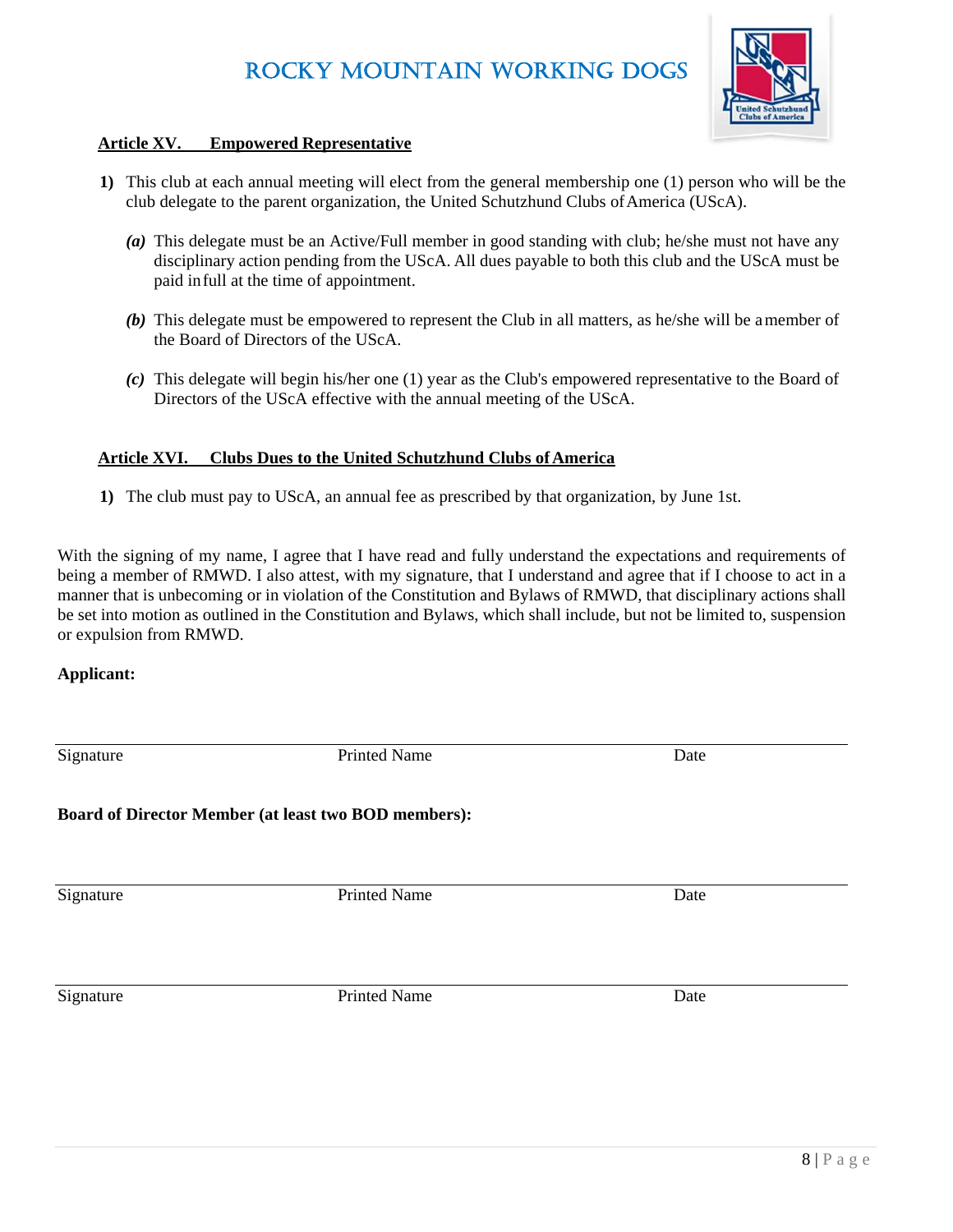### Article XV. Empowered Representative

**1)** This club at each annual meeting will elect from the general membership one (1) person who will be the club delegate to the parent organization, the United Schutzhund Clubs of America (UScA).

*(a)* This delegate must be an Active/Full member in good standing with club; he/she must not have any disciplinary action pending from the UScA. All dues payable to both this club and the UScA must be paid in full at the time of appointment.

*(b)* This delegate must be empowered to represent the Club in all matters, as he/she will be a member of the Board of Directors of the UScA.

*(c)* This delegate will begin his/her one (1) year as the Club's empowered representative to the Board of Directors of the UScA effective with the annual meeting of the UScA.

### Article XVI. Clubs Dues to the United Schutzhund Clubs of America

**1)** The club must pay to UScA, an annual fee as prescribed by that organization, by June 1st.

With the signing of my name, I agree that I have read and fully understand the expectations and requirements of being a member of RMWD. I also attest, with my signature, that I understand and agree that if I choose to act in a manner that is unbecoming or in violation of the Constitution and Bylaws of RMWD, that disciplinary actions shall be set into motion as outlined in the Constitution and Bylaws, which shall include, but not be limited to, suspension or expulsion from RMWD.

**Applicant:**

Signature Printed Name Date

**Board of Director Member (at least two BOD members):**

Signature Printed Name Date

Signature Printed Name Date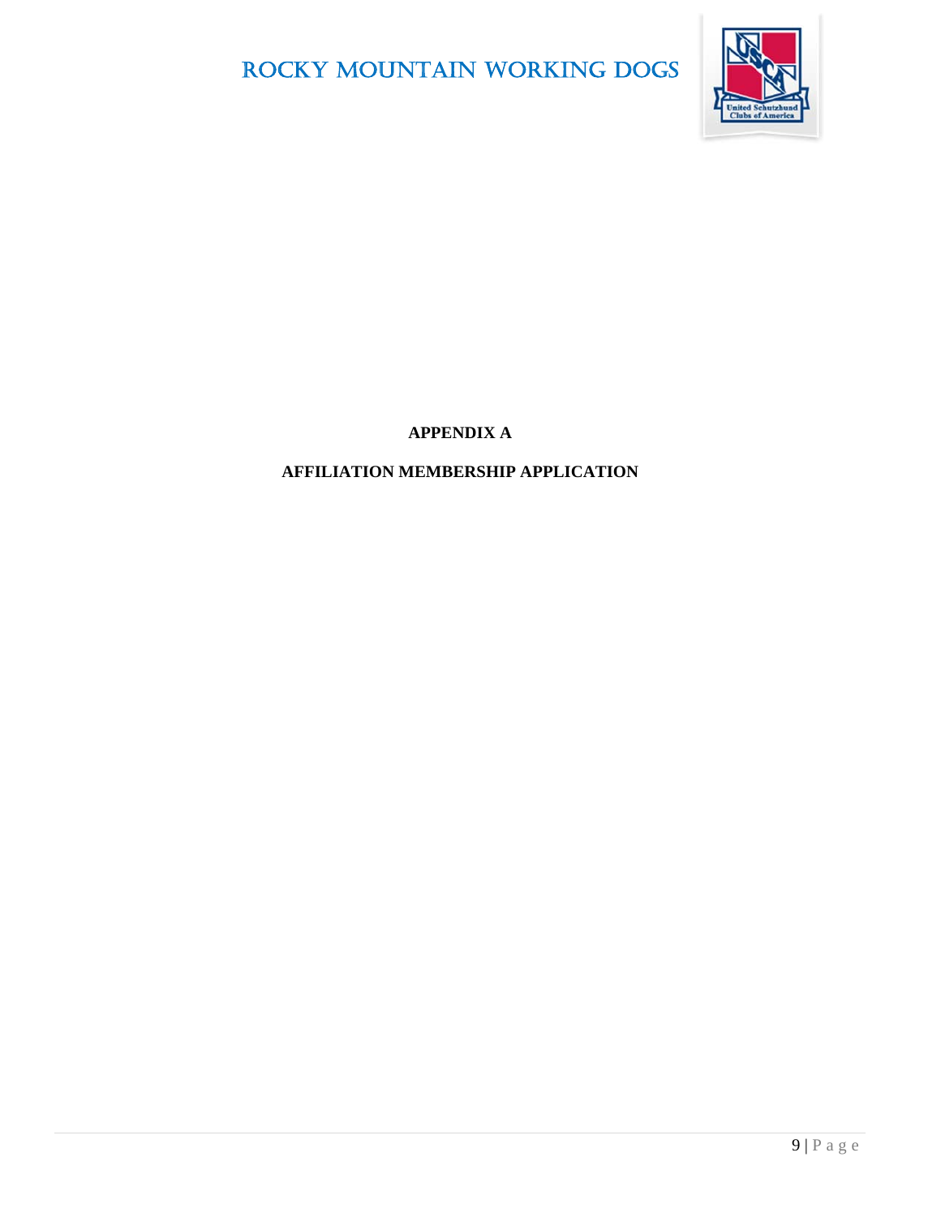**APPENDIX A**

**AFFILIATION MEMBERSHIP APPLICATION**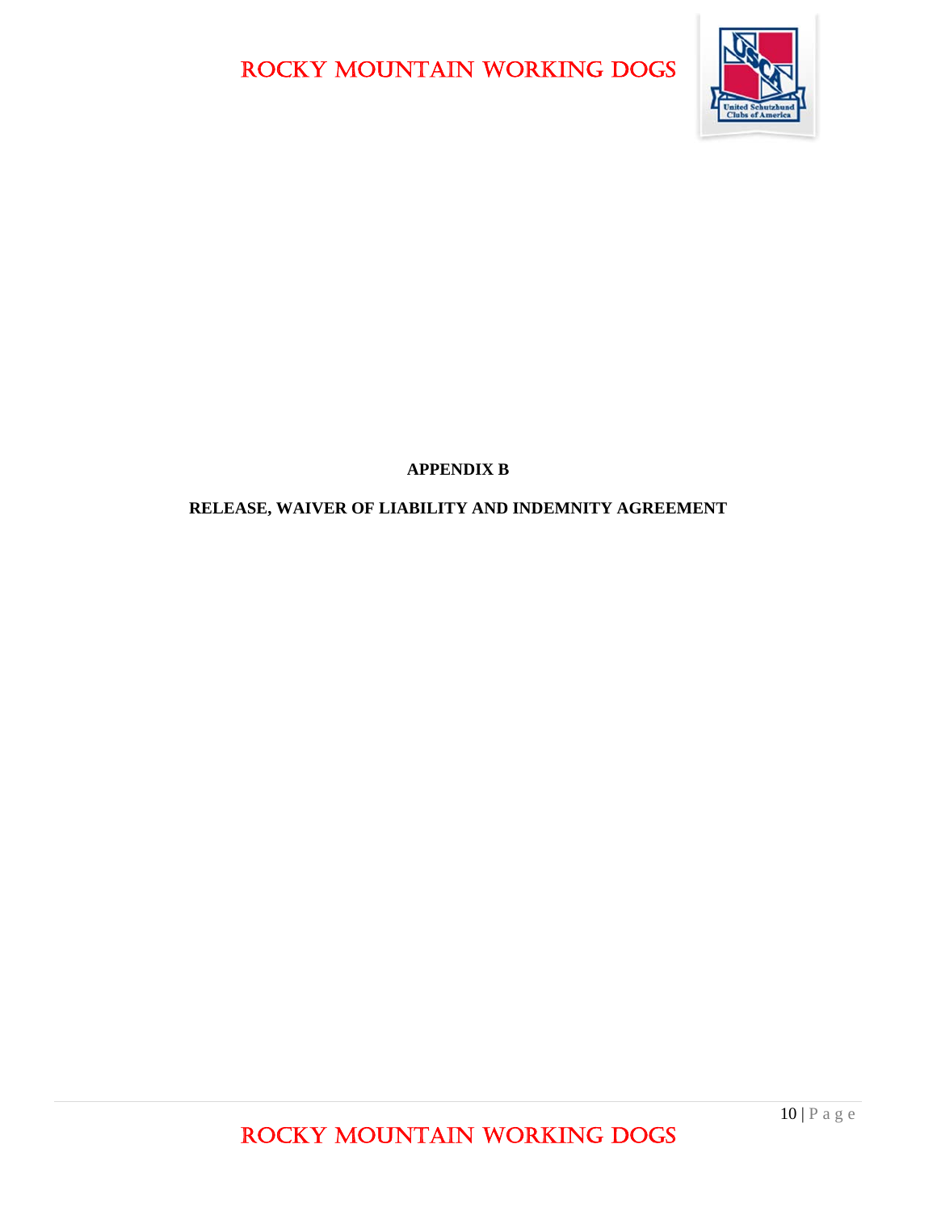**APPENDIX B**

**RELEASE, WAIVER OF LIABILITY AND INDEMNITY AGREEMENT**